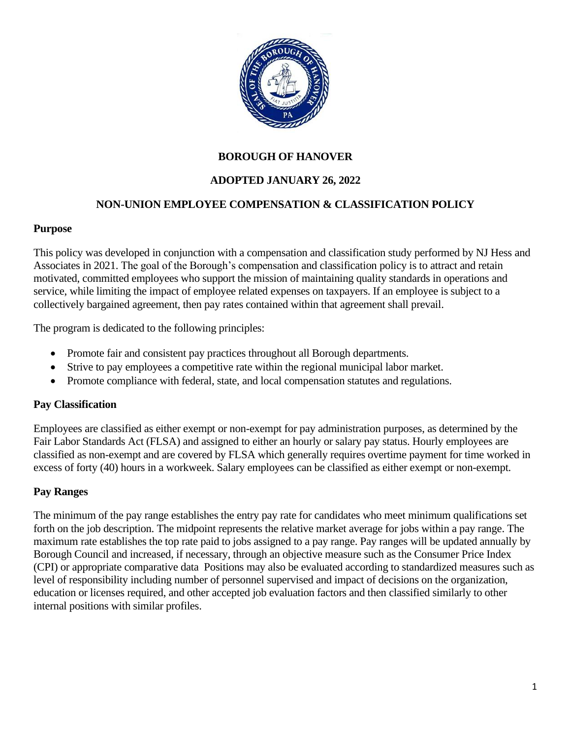**BOROUGH OF HANOVER**

**ADOPTED JANUARY 26, 2022**

**NON-UNION EMPLOYEE COMPENSATION & CLASSIFICATION POLICY**

**Purpose**

This policy was developed in conjunction with a compensation and classification study performed by NJ Hess and Associates in 2021. The goal of the Borough's compensation and classification policy is to attract and retain motivated, committed employees who support the mission of maintaining quality standards in operations and service, while limiting the impact of employee related expenses on taxpayers. If an employee is subject to a collectively bargained agreement, then pay rates contained within that agreement shall prevail.

The program is dedicated to the following principles:

- Promote fair and consistent pay practices throughout all Borough departments.
- Strive to pay employees a competitive rate within the regional municipal labor market.
- Promote compliance with federal, state, and local compensation statutes and regulations.

**Pay Classification**

Employees are classified as either exempt or non-exempt for pay administration purposes, as determined by the Fair Labor Standards Act (FLSA) and assigned to either an hourly or salary pay status. Hourly employees are classified as non-exempt and are covered by FLSA which generally requires overtime payment for time worked in excess of forty (40) hours in a workweek. Salary employees can be classified as either exempt or non-exempt.

**Pay Ranges**

The minimum of the pay range establishes the entry pay rate for candidates who meet minimum qualifications set forth on the job description. The midpoint represents the relative market average for jobs within a pay range. The maximum rate establishes the top rate paid to jobs assigned to a pay range. Pay ranges will be updated annually by Borough Council and increased, if necessary, through an objective measure such as the Consumer Price Index (CPI) or appropriate comparative data Positions may also be evaluated according to standardized measures such as level of responsibility including number of personnel supervised and impact of decisions on the organization, education or licenses required, and other accepted job evaluation factors and then classified similarly to other internal positions with similar profiles.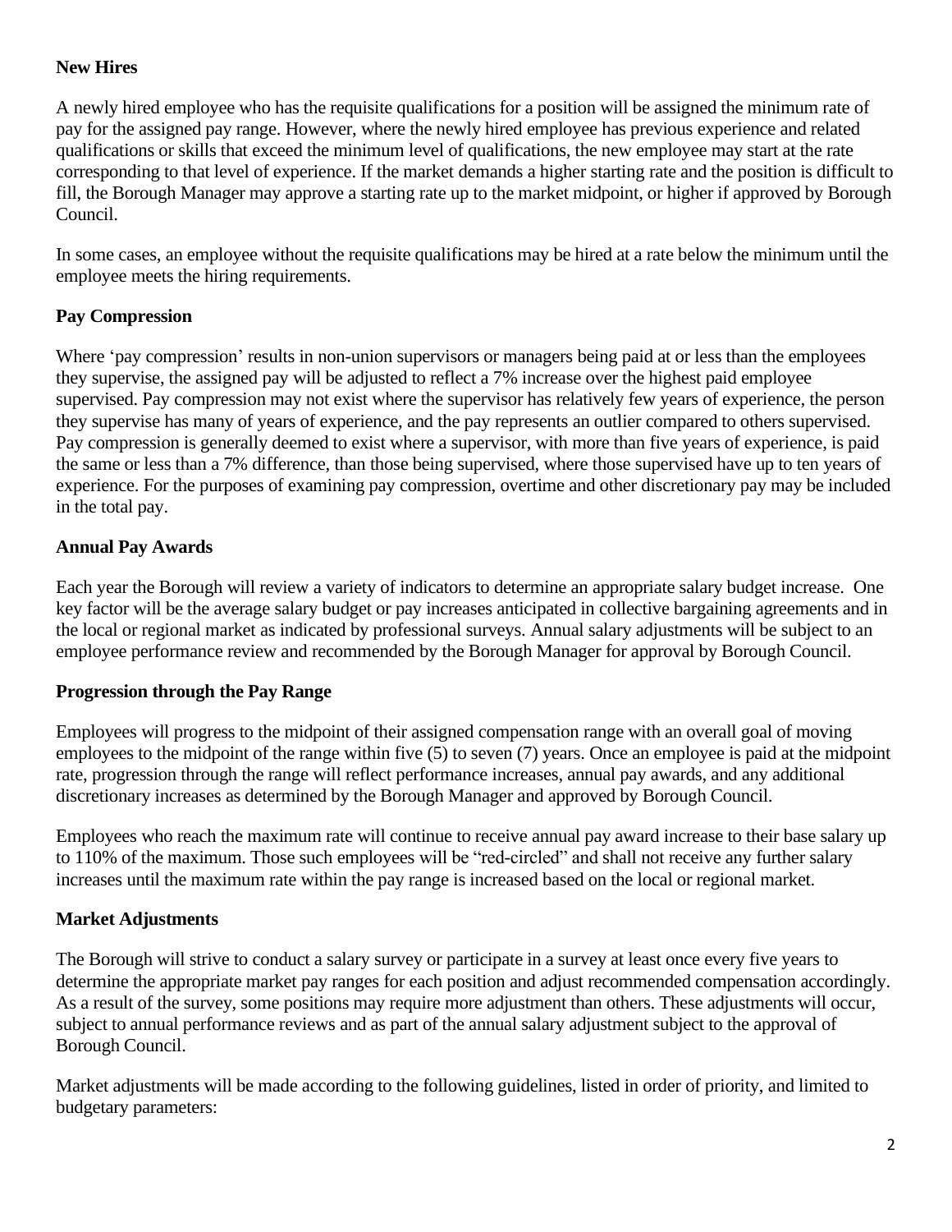**New Hires**

A newly hired employee who has the requisite qualifications for a position will be assigned the minimum rate of pay for the assigned pay range. However, where the newly hired employee has previous experience and related qualifications or skills that exceed the minimum level of qualifications, the new employee may start at the rate corresponding to that level of experience. If the market demands a higher starting rate and the position is difficult to fill, the Borough Manager may approve a starting rate up to the market midpoint, or higher if approved by Borough Council.

In some cases, an employee without the requisite qualifications may be hired at a rate below the minimum until the employee meets the hiring requirements.

**Pay Compression**

Where 'pay compression' results in non-union supervisors or managers being paid at or less than the employees they supervise, the assigned pay will be adjusted to reflect a 7% increase over the highest paid employee supervised. Pay compression may not exist where the supervisor has relatively few years of experience, the person they supervise has many of years of experience, and the pay represents an outlier compared to others supervised. Pay compression is generally deemed to exist where a supervisor, with more than five years of experience, is paid the same or less than a 7% difference, than those being supervised, where those supervised have up to ten years of experience. For the purposes of examining pay compression, overtime and other discretionary pay may be included in the total pay.

**Annual Pay Awards**

Each year the Borough will review a variety of indicators to determine an appropriate salary budget increase. One key factor will be the average salary budget or pay increases anticipated in collective bargaining agreements and in the local or regional market as indicated by professional surveys. Annual salary adjustments will be subject to an employee performance review and recommended by the Borough Manager for approval by Borough Council.

**Progression through the Pay Range**

Employees will progress to the midpoint of their assigned compensation range with an overall goal of moving employees to the midpoint of the range within five (5) to seven (7) years. Once an employee is paid at the midpoint rate, progression through the range will reflect performance increases, annual pay awards, and any additional discretionary increases as determined by the Borough Manager and approved by Borough Council.

Employees who reach the maximum rate will continue to receive annual pay award increase to their base salary up to 110% of the maximum. Those such employees will be "red-circled" and shall not receive any further salary increases until the maximum rate within the pay range is increased based on the local or regional market.

**Market Adjustments**

The Borough will strive to conduct a salary survey or participate in a survey at least once every five years to determine the appropriate market pay ranges for each position and adjust recommended compensation accordingly. As a result of the survey, some positions may require more adjustment than others. These adjustments will occur, subject to annual performance reviews and as part of the annual salary adjustment subject to the approval of Borough Council.

Market adjustments will be made according to the following guidelines, listed in order of priority, and limited to budgetary parameters: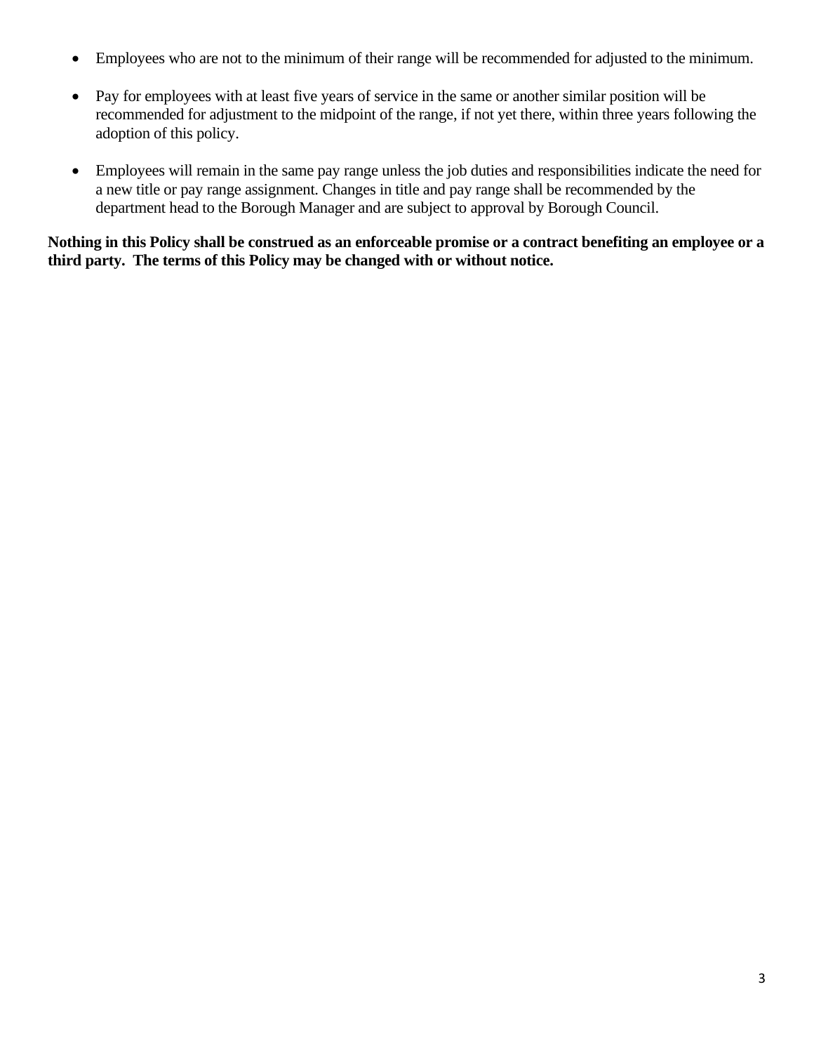- Employees who are not to the minimum of their range will be recommended for adjusted to the minimum.
- Pay for employees with at least five years of service in the same or another similar position will be recommended for adjustment to the midpoint of the range, if not yet there, within three years following the adoption of this policy.
- Employees will remain in the same pay range unless the job duties and responsibilities indicate the need for a new title or pay range assignment. Changes in title and pay range shall be recommended by the department head to the Borough Manager and are subject to approval by Borough Council.

**Nothing in this Policy shall be construed as an enforceable promise or a contract benefiting an employee or a third party. The terms of this Policy may be changed with or without notice.**